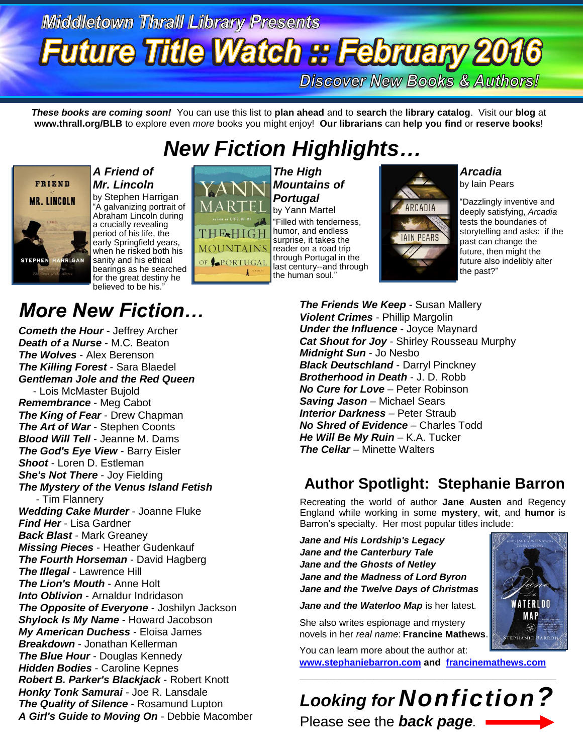Middletown Thrall Library Presents

# Future Title Watch :: February 2016

Discover New Books & Authors!

***These books are coming soon!*** You can use this list to **plan ahead** and to **search** the **library catalog**. Visit our **blog** at **www.thrall.org/BLB** to explore even *more* books you might enjoy! **Our librarians** can **help you find** or **reserve books**!

## *New Fiction Highlights…*

***A Friend of Mr. Lincoln***
by Stephen Harrigan
"A galvanizing portrait of Abraham Lincoln during a crucially revealing period of his life, the early Springfield years, when he risked both his sanity and his ethical bearings as he searched for the great destiny he believed to be his."

***The High Mountains of Portugal***
by Yann Martel
"Filled with tenderness, humor, and endless surprise, it takes the reader on a road trip through Portugal in the last century--and through the human soul."

***Arcadia***
by Iain Pears
"Dazzlingly inventive and deeply satisfying, *Arcadia* tests the boundaries of storytelling and asks: if the past can change the future, then might the future also indelibly alter the past?"

## *More New Fiction…*

***Cometh the Hour*** - Jeffrey Archer
***Death of a Nurse*** - M.C. Beaton
***The Wolves*** - Alex Berenson
***The Killing Forest*** - Sara Blaedel
***Gentleman Jole and the Red Queen*** - Lois McMaster Bujold
***Remembrance*** - Meg Cabot
***The King of Fear*** - Drew Chapman
***The Art of War*** - Stephen Coonts
***Blood Will Tell*** - Jeanne M. Dams
***The God's Eye View*** - Barry Eisler
***Shoot*** - Loren D. Estleman
***She's Not There*** - Joy Fielding
***The Mystery of the Venus Island Fetish*** - Tim Flannery
***Wedding Cake Murder*** - Joanne Fluke
***Find Her*** - Lisa Gardner
***Back Blast*** - Mark Greaney
***Missing Pieces*** - Heather Gudenkauf
***The Fourth Horseman*** - David Hagberg
***The Illegal*** - Lawrence Hill
***The Lion's Mouth*** - Anne Holt
***Into Oblivion*** - Arnaldur Indridason
***The Opposite of Everyone*** - Joshilyn Jackson
***Shylock Is My Name*** - Howard Jacobson
***My American Duchess*** - Eloisa James
***Breakdown*** - Jonathan Kellerman
***The Blue Hour*** - Douglas Kennedy
***Hidden Bodies*** - Caroline Kepnes
***Robert B. Parker's Blackjack*** - Robert Knott
***Honky Tonk Samurai*** - Joe R. Lansdale
***The Quality of Silence*** - Rosamund Lupton
***A Girl's Guide to Moving On*** - Debbie Macomber
***The Friends We Keep*** - Susan Mallery
***Violent Crimes*** - Phillip Margolin
***Under the Influence*** - Joyce Maynard
***Cat Shout for Joy*** - Shirley Rousseau Murphy
***Midnight Sun*** - Jo Nesbo
***Black Deutschland*** - Darryl Pinckney
***Brotherhood in Death*** - J. D. Robb
***No Cure for Love*** – Peter Robinson
***Saving Jason*** – Michael Sears
***Interior Darkness*** – Peter Straub
***No Shred of Evidence*** – Charles Todd
***He Will Be My Ruin*** – K.A. Tucker
***The Cellar*** – Minette Walters

## Author Spotlight: Stephanie Barron

Recreating the world of author **Jane Austen** and Regency England while working in some **mystery**, **wit**, and **humor** is Barron's specialty. Her most popular titles include:

***Jane and His Lordship's Legacy***
***Jane and the Canterbury Tale***
***Jane and the Ghosts of Netley***
***Jane and the Madness of Lord Byron***
***Jane and the Twelve Days of Christmas***

***Jane and the Waterloo Map*** is her latest.

She also writes espionage and mystery novels in her *real name*: **Francine Mathews**.

You can learn more about the author at:
**www.stephaniebarron.com** and **francinemathews.com**

---

***Looking for Nonfiction?***
Please see the ***back page***.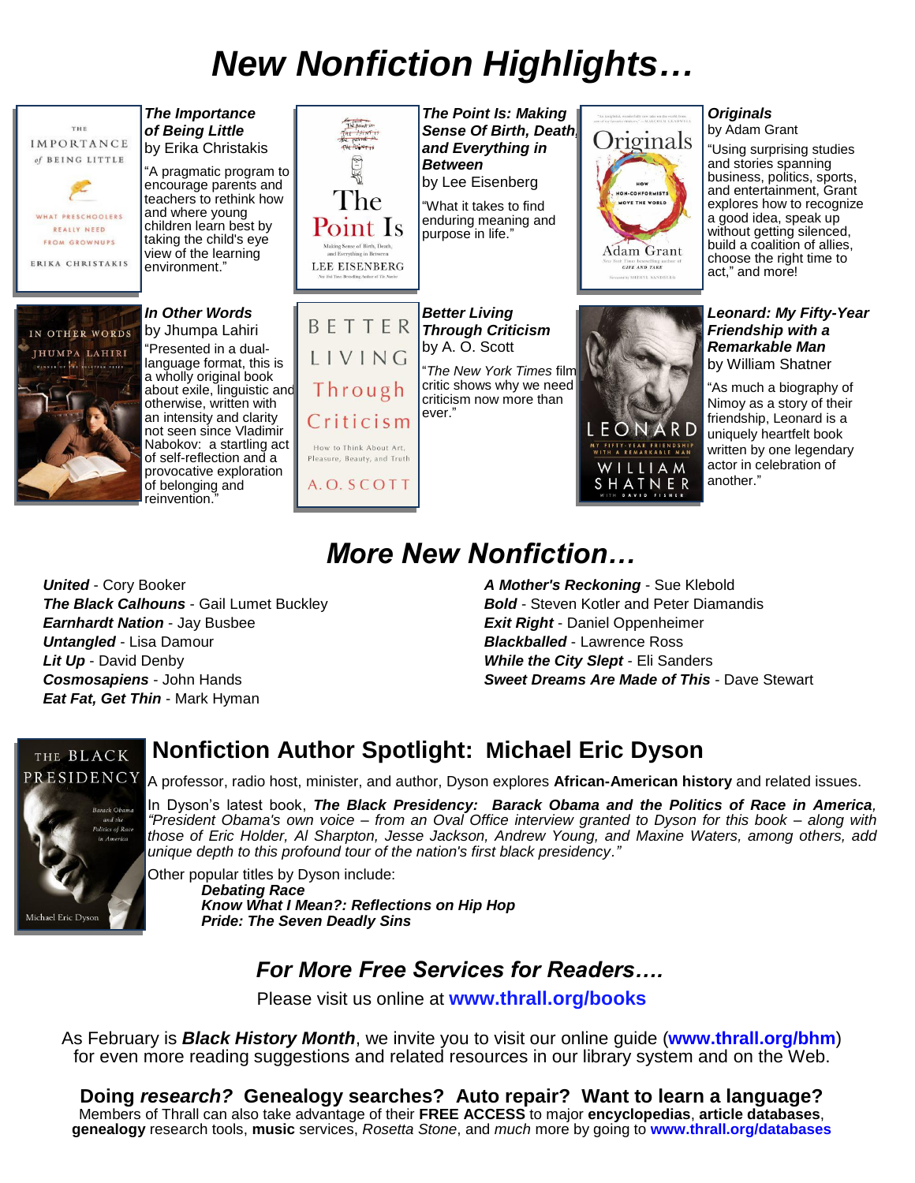# *New Nonfiction Highlights…*

***The Importance of Being Little***
by Erika Christakis

"A pragmatic program to encourage parents and teachers to rethink how and where young children learn best by taking the child's eye view of the learning environment."

***The Point Is: Making Sense Of Birth, Death, and Everything in Between***
by Lee Eisenberg

"What it takes to find enduring meaning and purpose in life."

***Originals***
by Adam Grant

"Using surprising studies and stories spanning business, politics, sports, and entertainment, Grant explores how to recognize a good idea, speak up without getting silenced, build a coalition of allies, choose the right time to act," and more!

***In Other Words***
by Jhumpa Lahiri

"Presented in a dual-language format, this is a wholly original book about exile, linguistic and otherwise, written with an intensity and clarity not seen since Vladimir Nabokov: a startling act of self-reflection and a provocative exploration of belonging and reinvention."

***Better Living Through Criticism***
by A. O. Scott

"*The New York Times* film critic shows why we need criticism now more than ever."

***Leonard: My Fifty-Year Friendship with a Remarkable Man***
by William Shatner

"As much a biography of Nimoy as a story of their friendship, Leonard is a uniquely heartfelt book written by one legendary actor in celebration of another."

## *More New Nonfiction…*

***United*** - Cory Booker
***The Black Calhouns*** - Gail Lumet Buckley
***Earnhardt Nation*** - Jay Busbee
***Untangled*** - Lisa Damour
***Lit Up*** - David Denby
***Cosmosapiens*** - John Hands
***Eat Fat, Get Thin*** - Mark Hyman
***A Mother's Reckoning*** - Sue Klebold
***Bold*** - Steven Kotler and Peter Diamandis
***Exit Right*** - Daniel Oppenheimer
***Blackballed*** - Lawrence Ross
***While the City Slept*** - Eli Sanders
***Sweet Dreams Are Made of This*** - Dave Stewart

## Nonfiction Author Spotlight: Michael Eric Dyson

A professor, radio host, minister, and author, Dyson explores **African-American history** and related issues.

In Dyson's latest book, ***The Black Presidency: Barack Obama and the Politics of Race in America***, *"President Obama's own voice – from an Oval Office interview granted to Dyson for this book – along with those of Eric Holder, Al Sharpton, Jesse Jackson, Andrew Young, and Maxine Waters, among others, add unique depth to this profound tour of the nation's first black presidency."*

Other popular titles by Dyson include:

- ***Debating Race***
- ***Know What I Mean?: Reflections on Hip Hop***
- ***Pride: The Seven Deadly Sins***

## *For More Free Services for Readers….*

Please visit us online at **www.thrall.org/books**

As February is ***Black History Month***, we invite you to visit our online guide (**www.thrall.org/bhm**) for even more reading suggestions and related resources in our library system and on the Web.

**Doing *research?* Genealogy searches? Auto repair? Want to learn a language?**

Members of Thrall can also take advantage of their **FREE ACCESS** to major **encyclopedias**, **article databases**, **genealogy** research tools, **music** services, *Rosetta Stone*, and *much* more by going to **www.thrall.org/databases**